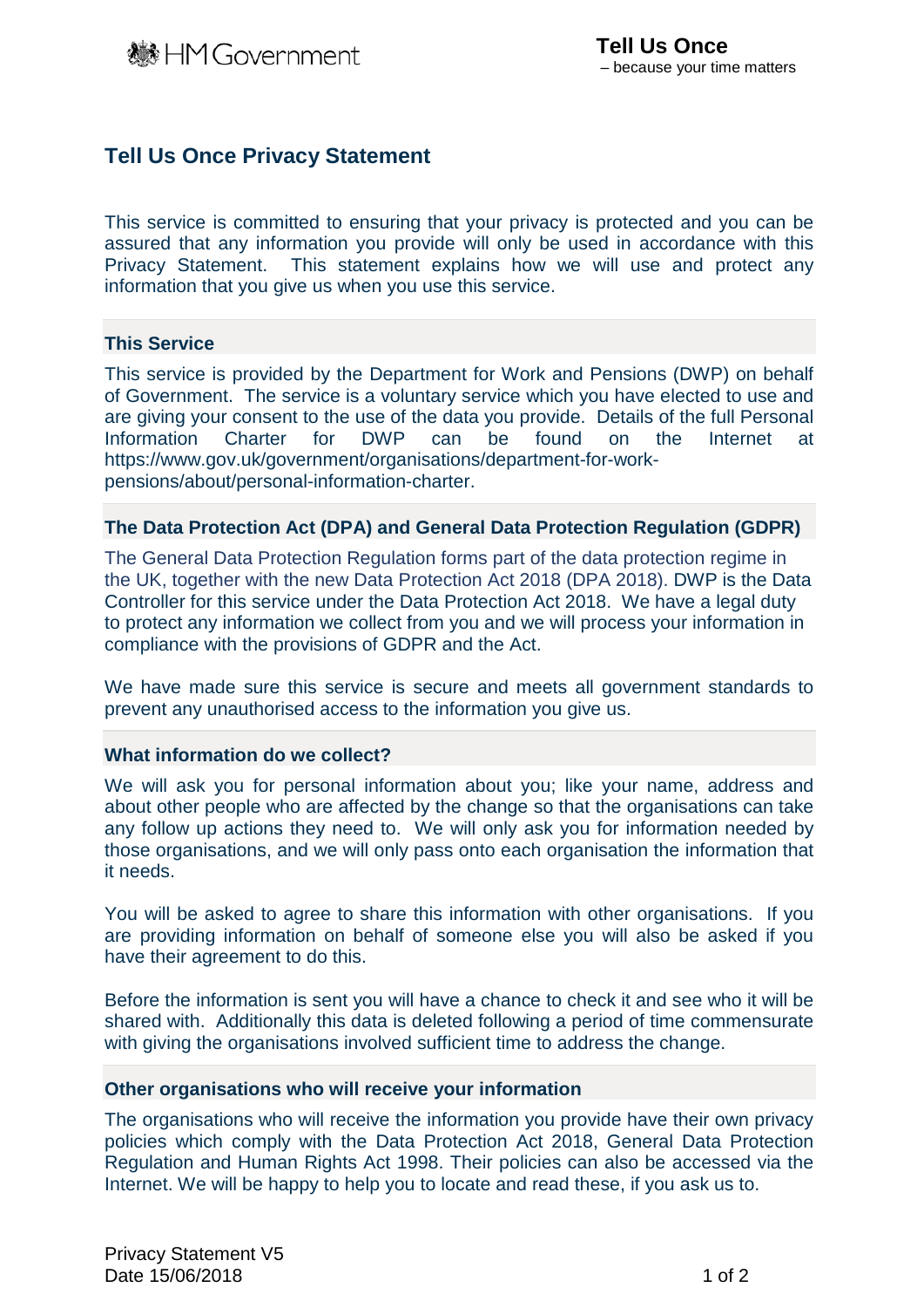# Tell Us Once Privacy Statement

This service is committed to ensuring that your privacy is protected and you can be assured that any information you provide will only be used in accordance with this Privacy Statement. This statement explains how we will use and protect any information that you give us when you use this service.

## This Service

This service is provided by the Department for Work and Pensions (DWP) on behalf of Government. The service is a voluntary service which you have elected to use and are giving your consent to the use of the data you provide. Details of the full Personal Information Charter for DWP can be found on the Internet at https://www.gov.uk/government/organisations/department-for-work-pensions/about/personal-information-charter.

## The Data Protection Act (DPA) and General Data Protection Regulation (GDPR)

The General Data Protection Regulation forms part of the data protection regime in the UK, together with the new Data Protection Act 2018 (DPA 2018). DWP is the Data Controller for this service under the Data Protection Act 2018. We have a legal duty to protect any information we collect from you and we will process your information in compliance with the provisions of GDPR and the Act.

We have made sure this service is secure and meets all government standards to prevent any unauthorised access to the information you give us.

## What information do we collect?

We will ask you for personal information about you; like your name, address and about other people who are affected by the change so that the organisations can take any follow up actions they need to. We will only ask you for information needed by those organisations, and we will only pass onto each organisation the information that it needs.

You will be asked to agree to share this information with other organisations. If you are providing information on behalf of someone else you will also be asked if you have their agreement to do this.

Before the information is sent you will have a chance to check it and see who it will be shared with. Additionally this data is deleted following a period of time commensurate with giving the organisations involved sufficient time to address the change.

## Other organisations who will receive your information

The organisations who will receive the information you provide have their own privacy policies which comply with the Data Protection Act 2018, General Data Protection Regulation and Human Rights Act 1998. Their policies can also be accessed via the Internet. We will be happy to help you to locate and read these, if you ask us to.

Privacy Statement V5
Date 15/06/2018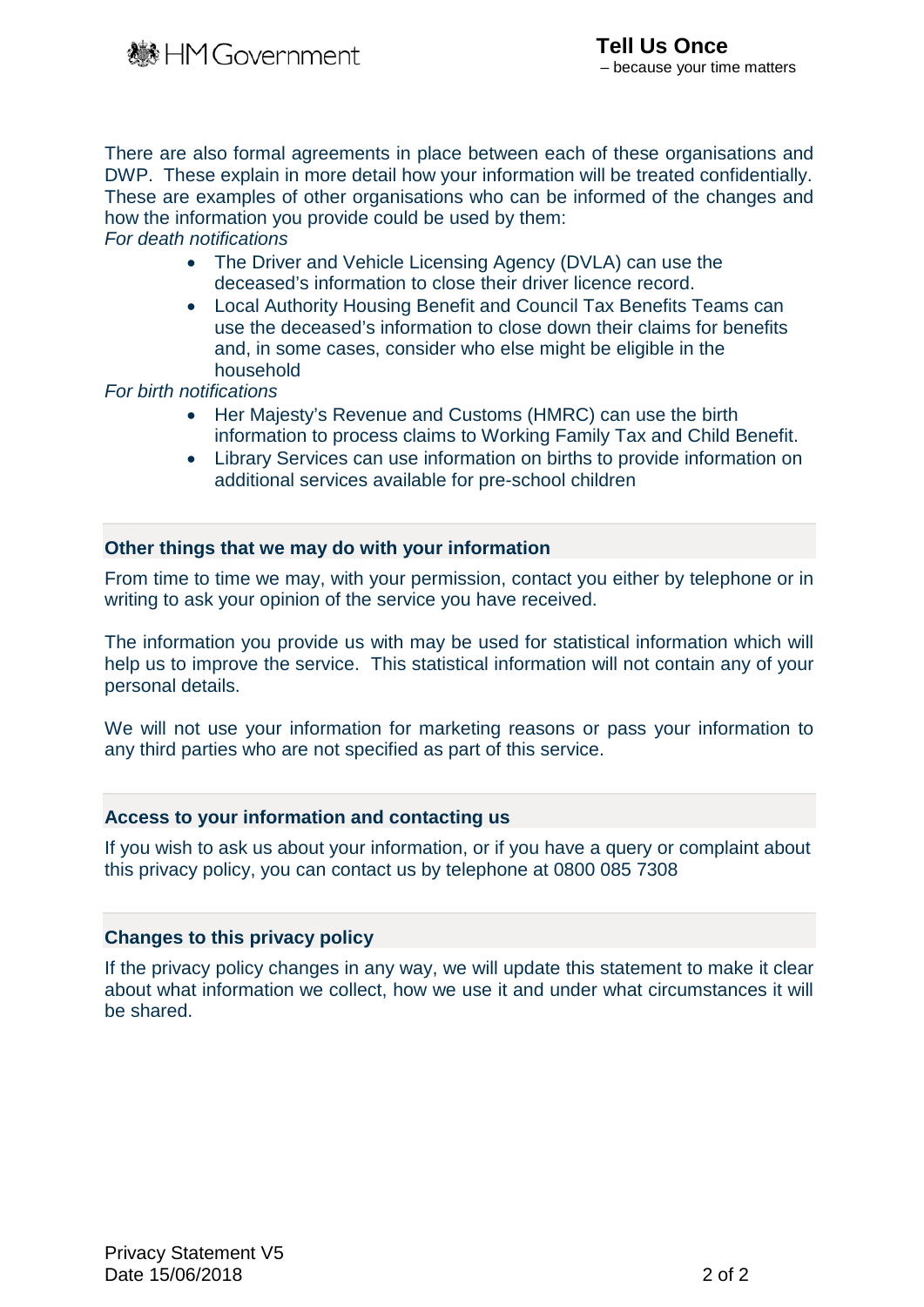There are also formal agreements in place between each of these organisations and DWP. These explain in more detail how your information will be treated confidentially. These are examples of other organisations who can be informed of the changes and how the information you provide could be used by them:

*For death notifications*

- The Driver and Vehicle Licensing Agency (DVLA) can use the deceased's information to close their driver licence record.
- Local Authority Housing Benefit and Council Tax Benefits Teams can use the deceased's information to close down their claims for benefits and, in some cases, consider who else might be eligible in the household

*For birth notifications*

- Her Majesty's Revenue and Customs (HMRC) can use the birth information to process claims to Working Family Tax and Child Benefit.
- Library Services can use information on births to provide information on additional services available for pre-school children

## Other things that we may do with your information

From time to time we may, with your permission, contact you either by telephone or in writing to ask your opinion of the service you have received.

The information you provide us with may be used for statistical information which will help us to improve the service. This statistical information will not contain any of your personal details.

We will not use your information for marketing reasons or pass your information to any third parties who are not specified as part of this service.

## Access to your information and contacting us

If you wish to ask us about your information, or if you have a query or complaint about this privacy policy, you can contact us by telephone at 0800 085 7308

## Changes to this privacy policy

If the privacy policy changes in any way, we will update this statement to make it clear about what information we collect, how we use it and under what circumstances it will be shared.

Privacy Statement V5
Date 15/06/2018